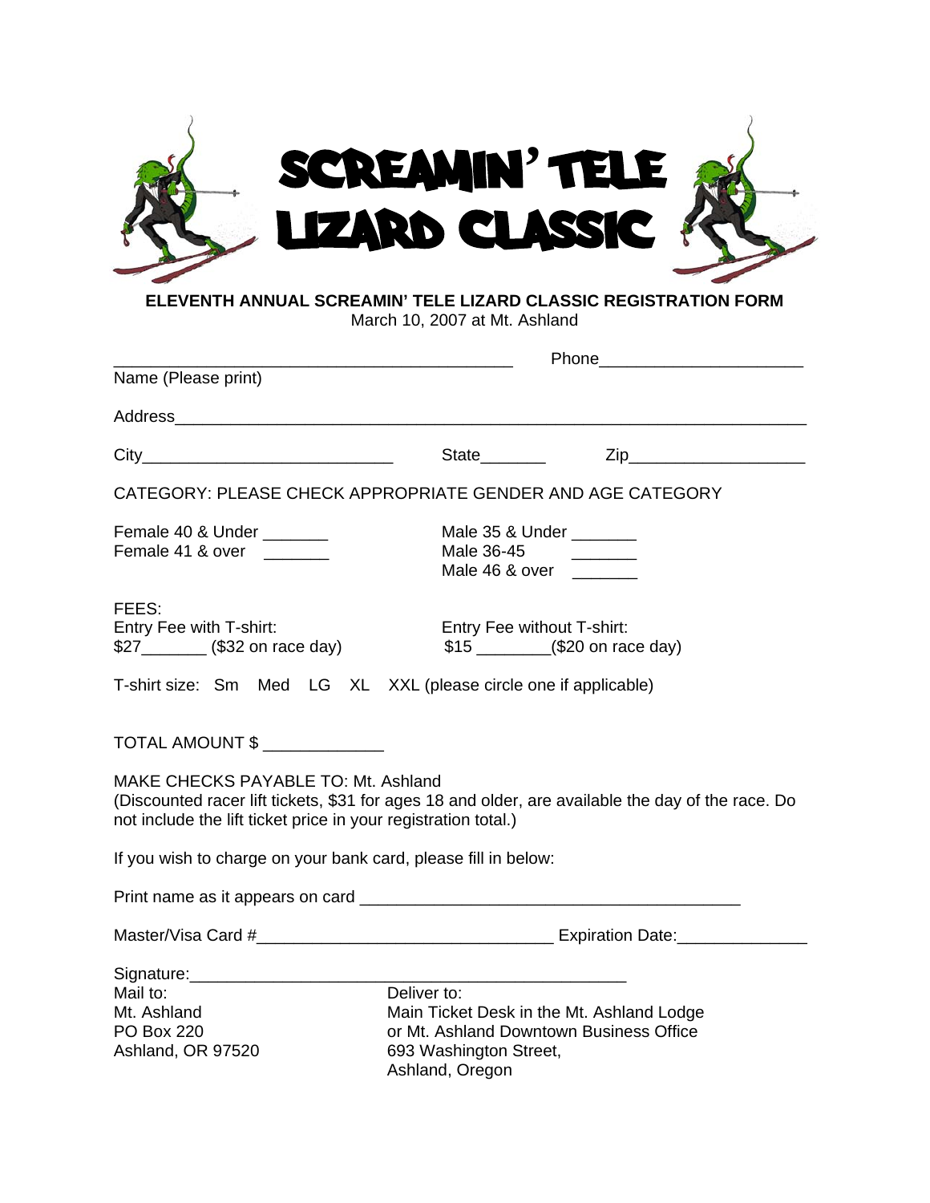# SCREAMIN' TELE LIZARD CLASSIC

**ELEVENTH ANNUAL SCREAMIN' TELE LIZARD CLASSIC REGISTRATION FORM**

March 10, 2007 at Mt. Ashland

_____________________________________________ Phone______________________

Name (Please print)

Address_______________________________________________________________________

City___________________________ State_______ Zip___________________

CATEGORY: PLEASE CHECK APPROPRIATE GENDER AND AGE CATEGORY

Female 40 & Under _______

Female 41 & over _______

Male 35 & Under _______

Male 36-45 _______

Male 46 & over _______

FEES:

Entry Fee with T-shirt:
$27_______ ($32 on race day)

Entry Fee without T-shirt:
$15 ________($20 on race day)

T-shirt size: Sm Med LG XL XXL (please circle one if applicable)

TOTAL AMOUNT $ _____________

MAKE CHECKS PAYABLE TO: Mt. Ashland
(Discounted racer lift tickets, $31 for ages 18 and older, are available the day of the race. Do not include the lift ticket price in your registration total.)

If you wish to charge on your bank card, please fill in below:

Print name as it appears on card __________________________________________

Master/Visa Card #________________________________ Expiration Date:______________

Signature:________________________________________________

Mail to:
Mt. Ashland
PO Box 220
Ashland, OR 97520

Deliver to:
Main Ticket Desk in the Mt. Ashland Lodge
or Mt. Ashland Downtown Business Office
693 Washington Street,
Ashland, Oregon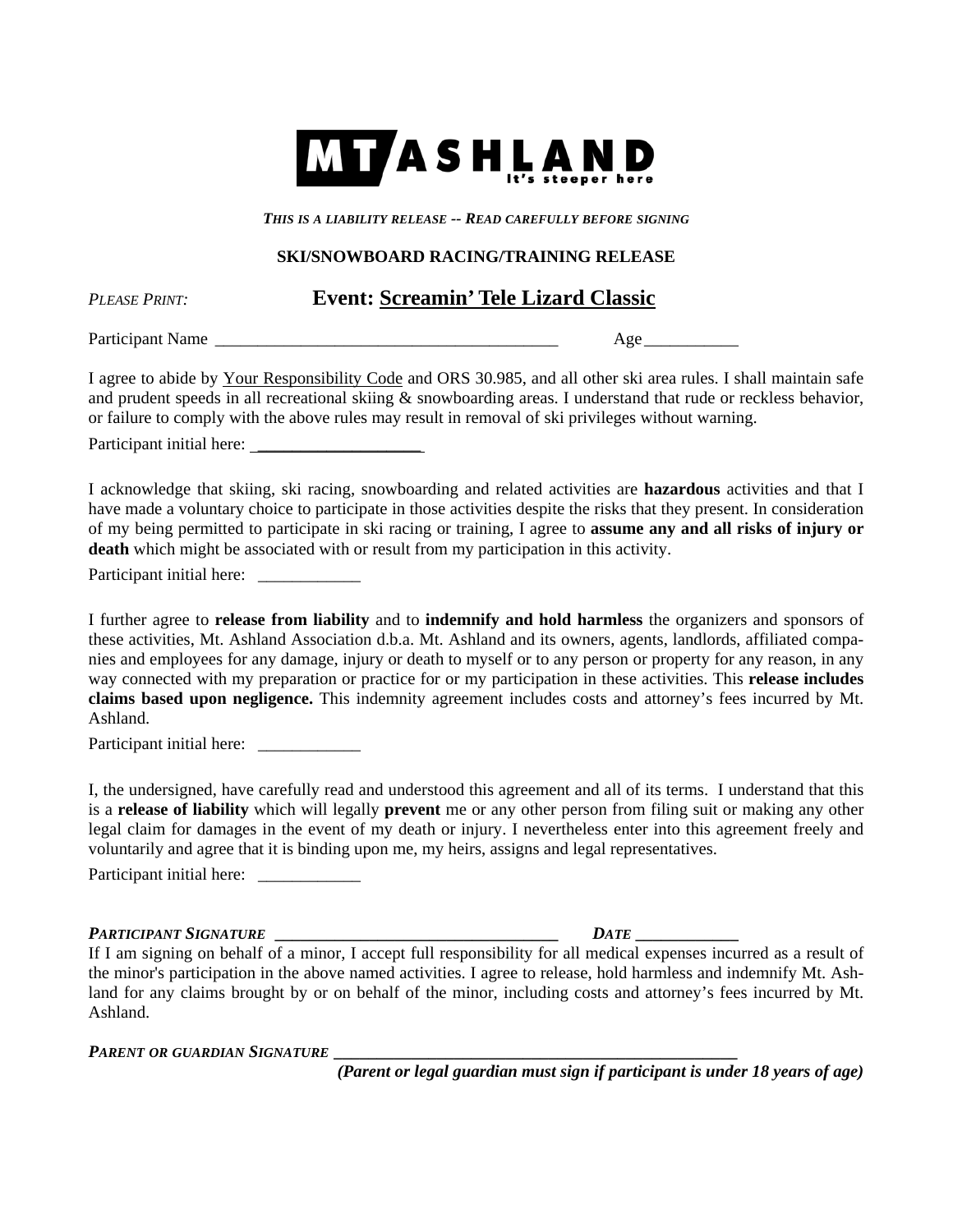MT ASHLAND
It's steeper here

***THIS IS A LIABILITY RELEASE -- READ CAREFULLY BEFORE SIGNING***

**SKI/SNOWBOARD RACING/TRAINING RELEASE**

*PLEASE PRINT:* **Event: Screamin' Tele Lizard Classic**

Participant Name ________________________________________ Age___________

I agree to abide by Your Responsibility Code and ORS 30.985, and all other ski area rules. I shall maintain safe and prudent speeds in all recreational skiing & snowboarding areas. I understand that rude or reckless behavior, or failure to comply with the above rules may result in removal of ski privileges without warning.

Participant initial here: ___________________

I acknowledge that skiing, ski racing, snowboarding and related activities are **hazardous** activities and that I have made a voluntary choice to participate in those activities despite the risks that they present. In consideration of my being permitted to participate in ski racing or training, I agree to **assume any and all risks of injury or death** which might be associated with or result from my participation in this activity.

Participant initial here: ____________

I further agree to **release from liability** and to **indemnify and hold harmless** the organizers and sponsors of these activities, Mt. Ashland Association d.b.a. Mt. Ashland and its owners, agents, landlords, affiliated companies and employees for any damage, injury or death to myself or to any person or property for any reason, in any way connected with my preparation or practice for or my participation in these activities. This **release includes claims based upon negligence.** This indemnity agreement includes costs and attorney's fees incurred by Mt. Ashland.

Participant initial here: ____________

I, the undersigned, have carefully read and understood this agreement and all of its terms. I understand that this is a **release of liability** which will legally **prevent** me or any other person from filing suit or making any other legal claim for damages in the event of my death or injury. I nevertheless enter into this agreement freely and voluntarily and agree that it is binding upon me, my heirs, assigns and legal representatives.

Participant initial here: ____________

***PARTICIPANT SIGNATURE*** ________________________________ ***DATE*** ____________

If I am signing on behalf of a minor, I accept full responsibility for all medical expenses incurred as a result of the minor's participation in the above named activities. I agree to release, hold harmless and indemnify Mt. Ashland for any claims brought by or on behalf of the minor, including costs and attorney's fees incurred by Mt. Ashland.

***PARENT OR GUARDIAN SIGNATURE*** ________________________________________________

***(Parent or legal guardian must sign if participant is under 18 years of age)***